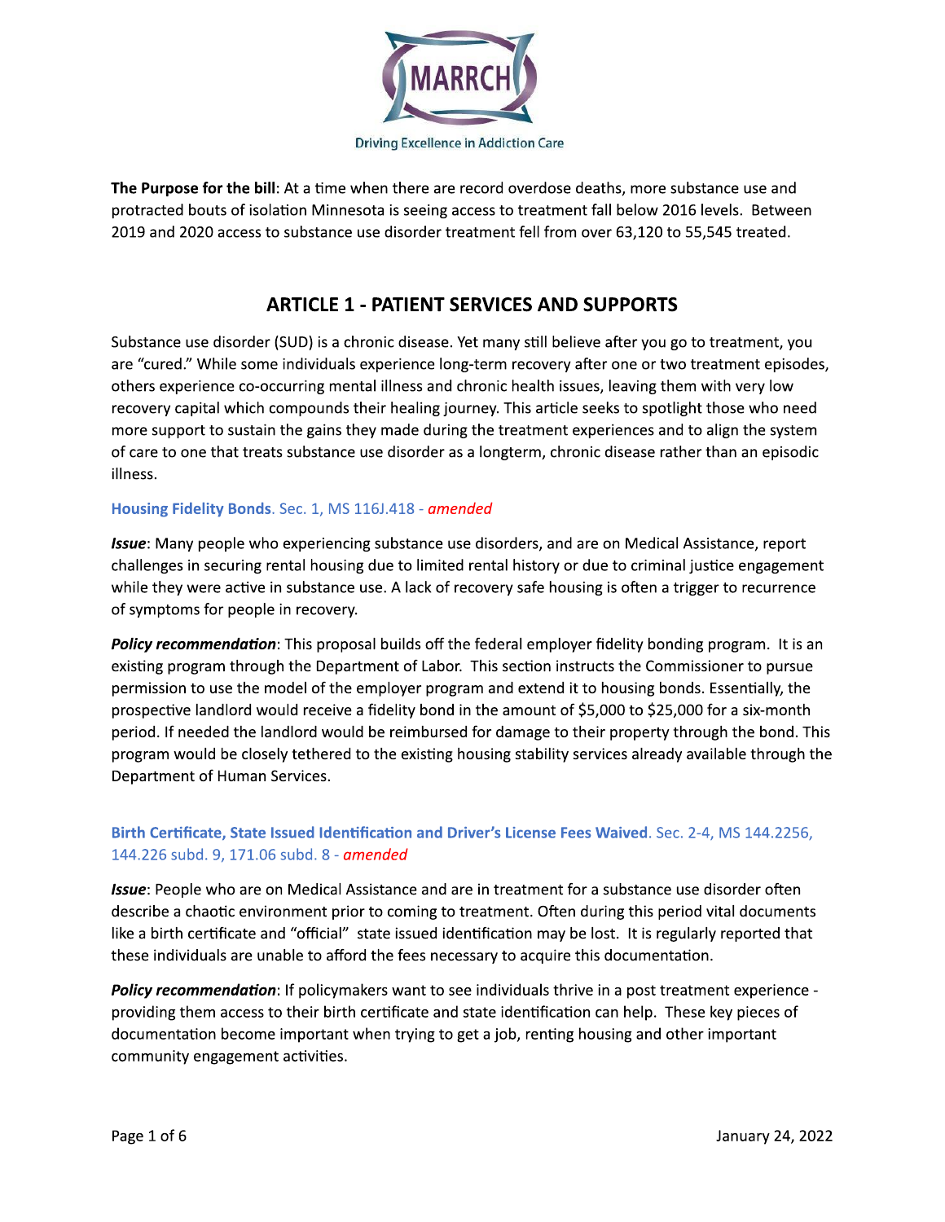MARRCH

Driving Excellence in Addiction Care

**The Purpose for the bill**: At a time when there are record overdose deaths, more substance use and protracted bouts of isolation Minnesota is seeing access to treatment fall below 2016 levels. Between 2019 and 2020 access to substance use disorder treatment fell from over 63,120 to 55,545 treated.

## ARTICLE 1 - PATIENT SERVICES AND SUPPORTS

Substance use disorder (SUD) is a chronic disease. Yet many still believe after you go to treatment, you are "cured." While some individuals experience long-term recovery after one or two treatment episodes, others experience co-occurring mental illness and chronic health issues, leaving them with very low recovery capital which compounds their healing journey. This article seeks to spotlight those who need more support to sustain the gains they made during the treatment experiences and to align the system of care to one that treats substance use disorder as a longterm, chronic disease rather than an episodic illness.

### **Housing Fidelity Bonds**. Sec. 1, MS 116J.418 - *amended*

***Issue***: Many people who experiencing substance use disorders, and are on Medical Assistance, report challenges in securing rental housing due to limited rental history or due to criminal justice engagement while they were active in substance use. A lack of recovery safe housing is often a trigger to recurrence of symptoms for people in recovery.

***Policy recommendation***: This proposal builds off the federal employer fidelity bonding program. It is an existing program through the Department of Labor. This section instructs the Commissioner to pursue permission to use the model of the employer program and extend it to housing bonds. Essentially, the prospective landlord would receive a fidelity bond in the amount of $5,000 to $25,000 for a six-month period. If needed the landlord would be reimbursed for damage to their property through the bond. This program would be closely tethered to the existing housing stability services already available through the Department of Human Services.

### **Birth Certificate, State Issued Identification and Driver's License Fees Waived**. Sec. 2-4, MS 144.2256, 144.226 subd. 9, 171.06 subd. 8 - *amended*

***Issue***: People who are on Medical Assistance and are in treatment for a substance use disorder often describe a chaotic environment prior to coming to treatment. Often during this period vital documents like a birth certificate and "official" state issued identification may be lost. It is regularly reported that these individuals are unable to afford the fees necessary to acquire this documentation.

***Policy recommendation***: If policymakers want to see individuals thrive in a post treatment experience - providing them access to their birth certificate and state identification can help. These key pieces of documentation become important when trying to get a job, renting housing and other important community engagement activities.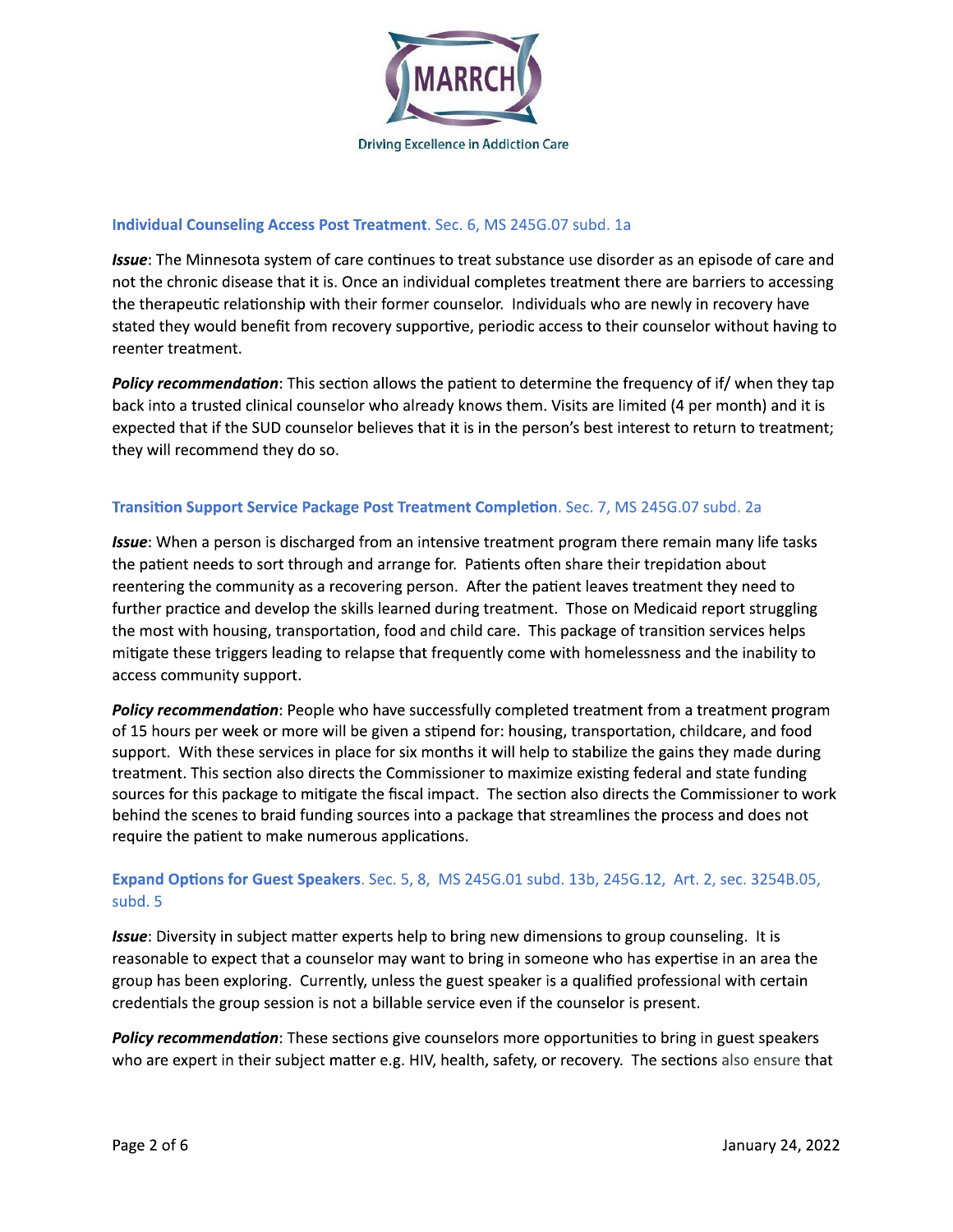### Individual Counseling Access Post Treatment. Sec. 6, MS 245G.07 subd. 1a

***Issue***: The Minnesota system of care continues to treat substance use disorder as an episode of care and not the chronic disease that it is. Once an individual completes treatment there are barriers to accessing the therapeutic relationship with their former counselor. Individuals who are newly in recovery have stated they would benefit from recovery supportive, periodic access to their counselor without having to reenter treatment.

***Policy recommendation***: This section allows the patient to determine the frequency of if/ when they tap back into a trusted clinical counselor who already knows them. Visits are limited (4 per month) and it is expected that if the SUD counselor believes that it is in the person's best interest to return to treatment; they will recommend they do so.

### Transition Support Service Package Post Treatment Completion. Sec. 7, MS 245G.07 subd. 2a

***Issue***: When a person is discharged from an intensive treatment program there remain many life tasks the patient needs to sort through and arrange for. Patients often share their trepidation about reentering the community as a recovering person. After the patient leaves treatment they need to further practice and develop the skills learned during treatment. Those on Medicaid report struggling the most with housing, transportation, food and child care. This package of transition services helps mitigate these triggers leading to relapse that frequently come with homelessness and the inability to access community support.

***Policy recommendation***: People who have successfully completed treatment from a treatment program of 15 hours per week or more will be given a stipend for: housing, transportation, childcare, and food support. With these services in place for six months it will help to stabilize the gains they made during treatment. This section also directs the Commissioner to maximize existing federal and state funding sources for this package to mitigate the fiscal impact. The section also directs the Commissioner to work behind the scenes to braid funding sources into a package that streamlines the process and does not require the patient to make numerous applications.

### Expand Options for Guest Speakers. Sec. 5, 8, MS 245G.01 subd. 13b, 245G.12, Art. 2, sec. 3254B.05, subd. 5

***Issue***: Diversity in subject matter experts help to bring new dimensions to group counseling. It is reasonable to expect that a counselor may want to bring in someone who has expertise in an area the group has been exploring. Currently, unless the guest speaker is a qualified professional with certain credentials the group session is not a billable service even if the counselor is present.

***Policy recommendation***: These sections give counselors more opportunities to bring in guest speakers who are expert in their subject matter e.g. HIV, health, safety, or recovery. The sections also ensure that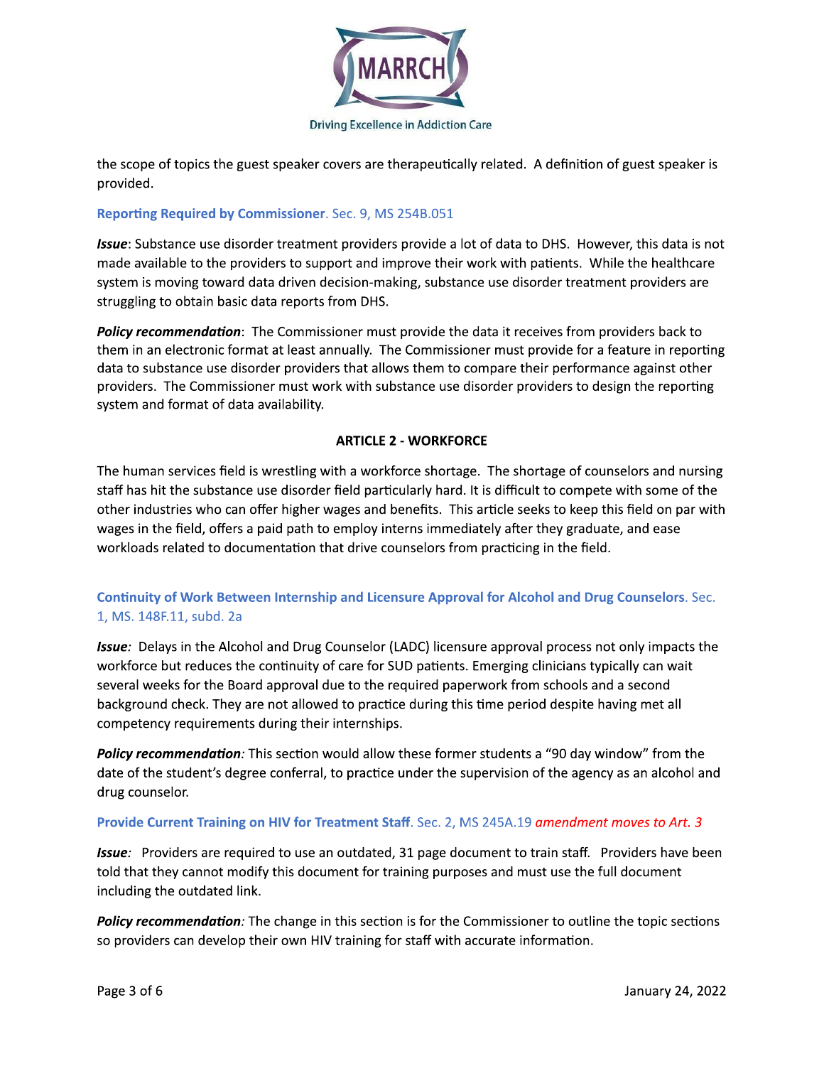the scope of topics the guest speaker covers are therapeutically related. A definition of guest speaker is provided.

### Reporting Required by Commissioner. Sec. 9, MS 254B.051

***Issue***: Substance use disorder treatment providers provide a lot of data to DHS. However, this data is not made available to the providers to support and improve their work with patients. While the healthcare system is moving toward data driven decision-making, substance use disorder treatment providers are struggling to obtain basic data reports from DHS.

***Policy recommendation***: The Commissioner must provide the data it receives from providers back to them in an electronic format at least annually. The Commissioner must provide for a feature in reporting data to substance use disorder providers that allows them to compare their performance against other providers. The Commissioner must work with substance use disorder providers to design the reporting system and format of data availability.

## ARTICLE 2 - WORKFORCE

The human services field is wrestling with a workforce shortage. The shortage of counselors and nursing staff has hit the substance use disorder field particularly hard. It is difficult to compete with some of the other industries who can offer higher wages and benefits. This article seeks to keep this field on par with wages in the field, offers a paid path to employ interns immediately after they graduate, and ease workloads related to documentation that drive counselors from practicing in the field.

### Continuity of Work Between Internship and Licensure Approval for Alcohol and Drug Counselors. Sec. 1, MS. 148F.11, subd. 2a

***Issue:*** Delays in the Alcohol and Drug Counselor (LADC) licensure approval process not only impacts the workforce but reduces the continuity of care for SUD patients. Emerging clinicians typically can wait several weeks for the Board approval due to the required paperwork from schools and a second background check. They are not allowed to practice during this time period despite having met all competency requirements during their internships.

***Policy recommendation:*** This section would allow these former students a "90 day window" from the date of the student's degree conferral, to practice under the supervision of the agency as an alcohol and drug counselor.

### Provide Current Training on HIV for Treatment Staff. Sec. 2, MS 245A.19 *amendment moves to Art. 3*

***Issue:*** Providers are required to use an outdated, 31 page document to train staff. Providers have been told that they cannot modify this document for training purposes and must use the full document including the outdated link.

***Policy recommendation:*** The change in this section is for the Commissioner to outline the topic sections so providers can develop their own HIV training for staff with accurate information.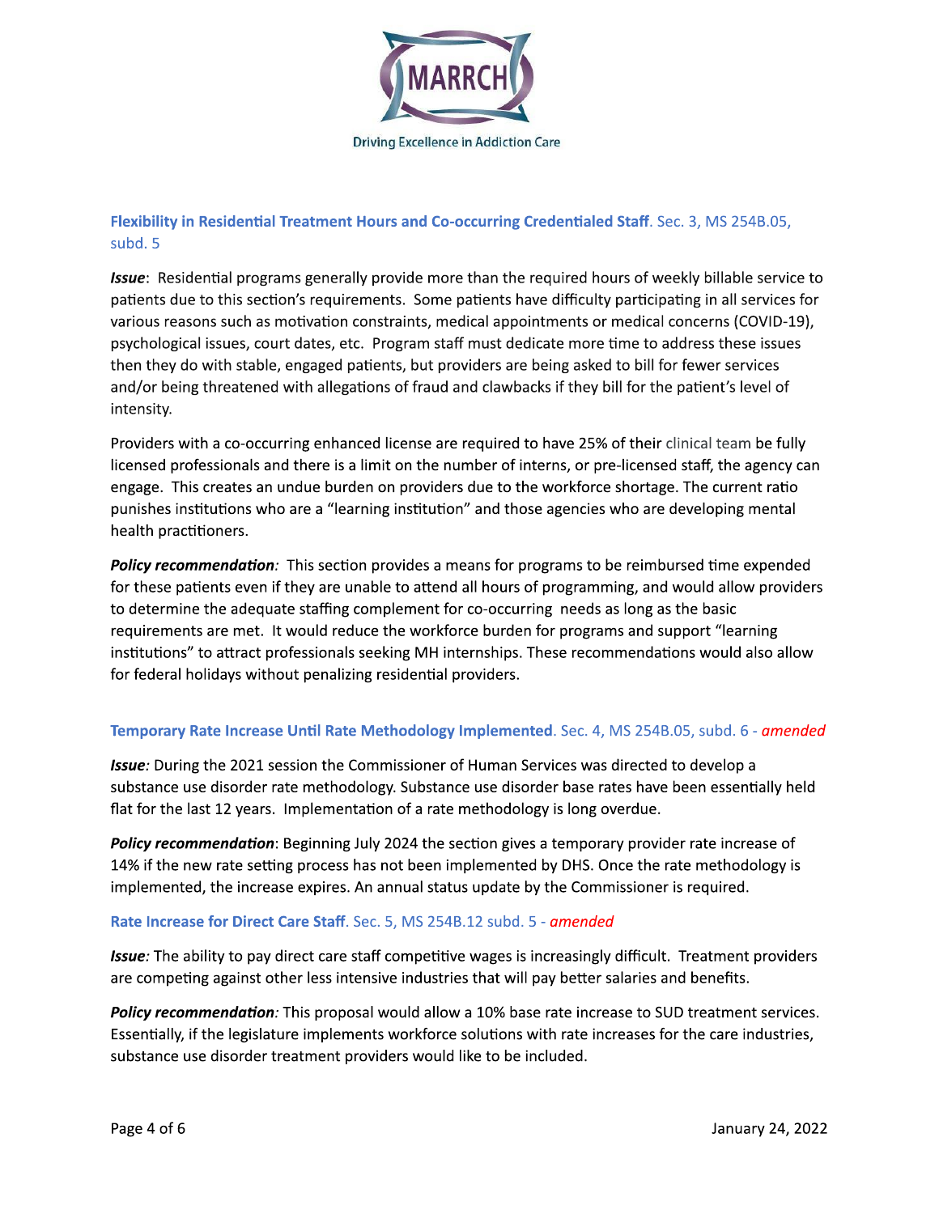**Flexibility in Residential Treatment Hours and Co-occurring Credentialed Staff**. Sec. 3, MS 254B.05, subd. 5

***Issue***: Residential programs generally provide more than the required hours of weekly billable service to patients due to this section's requirements. Some patients have difficulty participating in all services for various reasons such as motivation constraints, medical appointments or medical concerns (COVID-19), psychological issues, court dates, etc. Program staff must dedicate more time to address these issues then they do with stable, engaged patients, but providers are being asked to bill for fewer services and/or being threatened with allegations of fraud and clawbacks if they bill for the patient's level of intensity.

Providers with a co-occurring enhanced license are required to have 25% of their clinical team be fully licensed professionals and there is a limit on the number of interns, or pre-licensed staff, the agency can engage. This creates an undue burden on providers due to the workforce shortage. The current ratio punishes institutions who are a "learning institution" and those agencies who are developing mental health practitioners.

***Policy recommendation***: This section provides a means for programs to be reimbursed time expended for these patients even if they are unable to attend all hours of programming, and would allow providers to determine the adequate staffing complement for co-occurring needs as long as the basic requirements are met. It would reduce the workforce burden for programs and support "learning institutions" to attract professionals seeking MH internships. These recommendations would also allow for federal holidays without penalizing residential providers.

**Temporary Rate Increase Until Rate Methodology Implemented**. Sec. 4, MS 254B.05, subd. 6 - *amended*

***Issue***: During the 2021 session the Commissioner of Human Services was directed to develop a substance use disorder rate methodology. Substance use disorder base rates have been essentially held flat for the last 12 years. Implementation of a rate methodology is long overdue.

***Policy recommendation***: Beginning July 2024 the section gives a temporary provider rate increase of 14% if the new rate setting process has not been implemented by DHS. Once the rate methodology is implemented, the increase expires. An annual status update by the Commissioner is required.

**Rate Increase for Direct Care Staff**. Sec. 5, MS 254B.12 subd. 5 - *amended*

***Issue***: The ability to pay direct care staff competitive wages is increasingly difficult. Treatment providers are competing against other less intensive industries that will pay better salaries and benefits.

***Policy recommendation***: This proposal would allow a 10% base rate increase to SUD treatment services. Essentially, if the legislature implements workforce solutions with rate increases for the care industries, substance use disorder treatment providers would like to be included.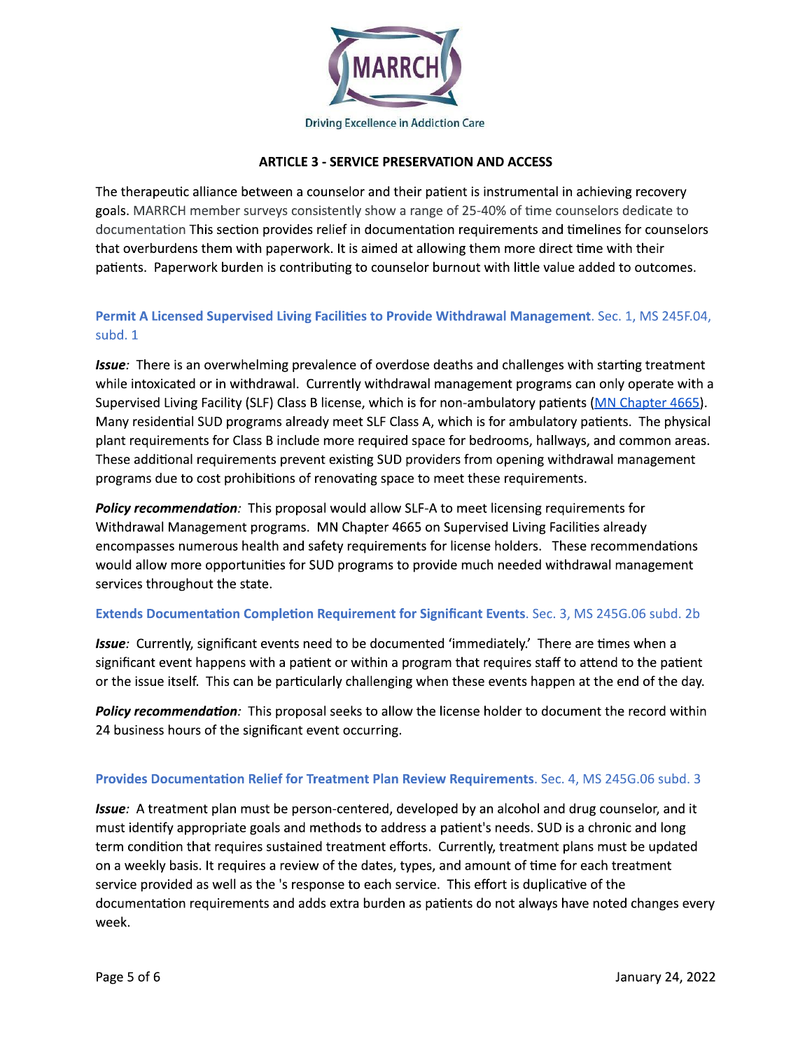MARRCH

Driving Excellence in Addiction Care

## ARTICLE 3 - SERVICE PRESERVATION AND ACCESS

The therapeutic alliance between a counselor and their patient is instrumental in achieving recovery goals. MARRCH member surveys consistently show a range of 25-40% of time counselors dedicate to documentation This section provides relief in documentation requirements and timelines for counselors that overburdens them with paperwork. It is aimed at allowing them more direct time with their patients. Paperwork burden is contributing to counselor burnout with little value added to outcomes.

### Permit A Licensed Supervised Living Facilities to Provide Withdrawal Management. Sec. 1, MS 245F.04, subd. 1

***Issue:*** There is an overwhelming prevalence of overdose deaths and challenges with starting treatment while intoxicated or in withdrawal. Currently withdrawal management programs can only operate with a Supervised Living Facility (SLF) Class B license, which is for non-ambulatory patients ([MN Chapter 4665](MN Chapter 4665)). Many residential SUD programs already meet SLF Class A, which is for ambulatory patients. The physical plant requirements for Class B include more required space for bedrooms, hallways, and common areas. These additional requirements prevent existing SUD providers from opening withdrawal management programs due to cost prohibitions of renovating space to meet these requirements.

***Policy recommendation:*** This proposal would allow SLF-A to meet licensing requirements for Withdrawal Management programs. MN Chapter 4665 on Supervised Living Facilities already encompasses numerous health and safety requirements for license holders. These recommendations would allow more opportunities for SUD programs to provide much needed withdrawal management services throughout the state.

### Extends Documentation Completion Requirement for Significant Events. Sec. 3, MS 245G.06 subd. 2b

***Issue:*** Currently, significant events need to be documented 'immediately.' There are times when a significant event happens with a patient or within a program that requires staff to attend to the patient or the issue itself. This can be particularly challenging when these events happen at the end of the day.

***Policy recommendation:*** This proposal seeks to allow the license holder to document the record within 24 business hours of the significant event occurring.

### Provides Documentation Relief for Treatment Plan Review Requirements. Sec. 4, MS 245G.06 subd. 3

***Issue:*** A treatment plan must be person-centered, developed by an alcohol and drug counselor, and it must identify appropriate goals and methods to address a patient's needs. SUD is a chronic and long term condition that requires sustained treatment efforts. Currently, treatment plans must be updated on a weekly basis. It requires a review of the dates, types, and amount of time for each treatment service provided as well as the 's response to each service. This effort is duplicative of the documentation requirements and adds extra burden as patients do not always have noted changes every week.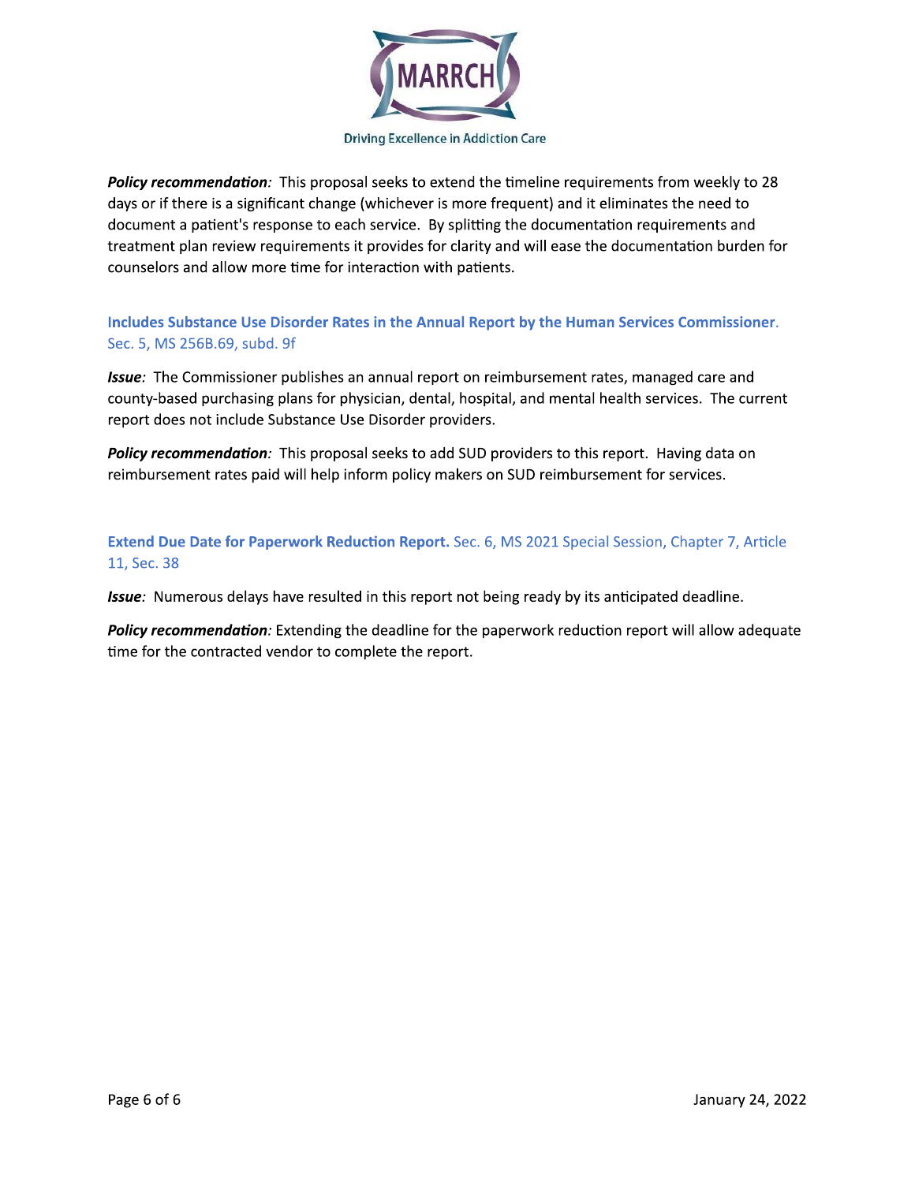***Policy recommendation:*** This proposal seeks to extend the timeline requirements from weekly to 28 days or if there is a significant change (whichever is more frequent) and it eliminates the need to document a patient's response to each service. By splitting the documentation requirements and treatment plan review requirements it provides for clarity and will ease the documentation burden for counselors and allow more time for interaction with patients.

### **Includes Substance Use Disorder Rates in the Annual Report by the Human Services Commissioner**. Sec. 5, MS 256B.69, subd. 9f

***Issue:*** The Commissioner publishes an annual report on reimbursement rates, managed care and county-based purchasing plans for physician, dental, hospital, and mental health services. The current report does not include Substance Use Disorder providers.

***Policy recommendation:*** This proposal seeks to add SUD providers to this report. Having data on reimbursement rates paid will help inform policy makers on SUD reimbursement for services.

### **Extend Due Date for Paperwork Reduction Report.** Sec. 6, MS 2021 Special Session, Chapter 7, Article 11, Sec. 38

***Issue:*** Numerous delays have resulted in this report not being ready by its anticipated deadline.

***Policy recommendation:*** Extending the deadline for the paperwork reduction report will allow adequate time for the contracted vendor to complete the report.